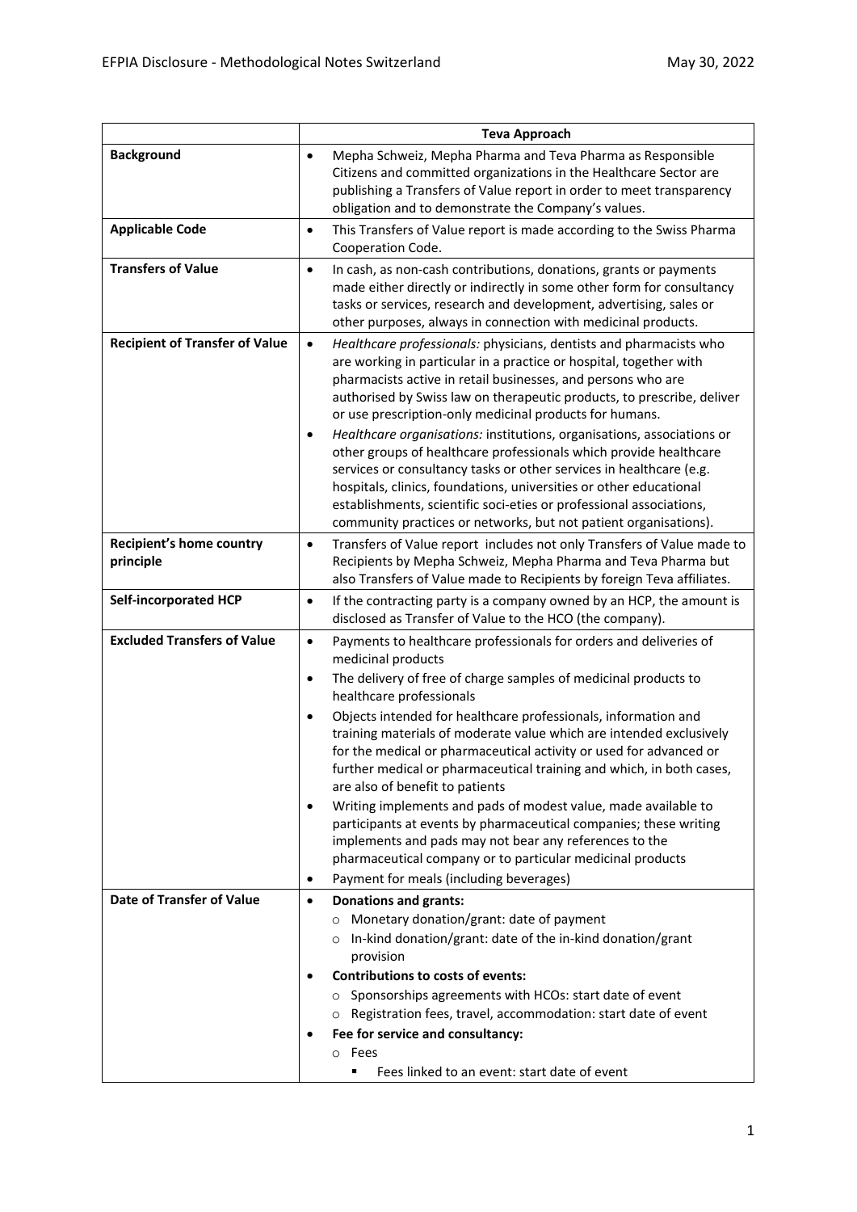| | Teva Approach |
|---|---|
| **Background** | • Mepha Schweiz, Mepha Pharma and Teva Pharma as Responsible Citizens and committed organizations in the Healthcare Sector are publishing a Transfers of Value report in order to meet transparency obligation and to demonstrate the Company's values. |
| **Applicable Code** | • This Transfers of Value report is made according to the Swiss Pharma Cooperation Code. |
| **Transfers of Value** | • In cash, as non-cash contributions, donations, grants or payments made either directly or indirectly in some other form for consultancy tasks or services, research and development, advertising, sales or other purposes, always in connection with medicinal products. |
| **Recipient of Transfer of Value** | • *Healthcare professionals:* physicians, dentists and pharmacists who are working in particular in a practice or hospital, together with pharmacists active in retail businesses, and persons who are authorised by Swiss law on therapeutic products, to prescribe, deliver or use prescription-only medicinal products for humans.<br>• *Healthcare organisations:* institutions, organisations, associations or other groups of healthcare professionals which provide healthcare services or consultancy tasks or other services in healthcare (e.g. hospitals, clinics, foundations, universities or other educational establishments, scientific soci-eties or professional associations, community practices or networks, but not patient organisations). |
| **Recipient's home country principle** | • Transfers of Value report includes not only Transfers of Value made to Recipients by Mepha Schweiz, Mepha Pharma and Teva Pharma but also Transfers of Value made to Recipients by foreign Teva affiliates. |
| **Self-incorporated HCP** | • If the contracting party is a company owned by an HCP, the amount is disclosed as Transfer of Value to the HCO (the company). |
| **Excluded Transfers of Value** | • Payments to healthcare professionals for orders and deliveries of medicinal products<br>• The delivery of free of charge samples of medicinal products to healthcare professionals<br>• Objects intended for healthcare professionals, information and training materials of moderate value which are intended exclusively for the medical or pharmaceutical activity or used for advanced or further medical or pharmaceutical training and which, in both cases, are also of benefit to patients<br>• Writing implements and pads of modest value, made available to participants at events by pharmaceutical companies; these writing implements and pads may not bear any references to the pharmaceutical company or to particular medicinal products<br>• Payment for meals (including beverages) |
| **Date of Transfer of Value** | • **Donations and grants:**<br>&nbsp;&nbsp;○ Monetary donation/grant: date of payment<br>&nbsp;&nbsp;○ In-kind donation/grant: date of the in-kind donation/grant provision<br>• **Contributions to costs of events:**<br>&nbsp;&nbsp;○ Sponsorships agreements with HCOs: start date of event<br>&nbsp;&nbsp;○ Registration fees, travel, accommodation: start date of event<br>• **Fee for service and consultancy:**<br>&nbsp;&nbsp;○ Fees<br>&nbsp;&nbsp;&nbsp;&nbsp;▪ Fees linked to an event: start date of event |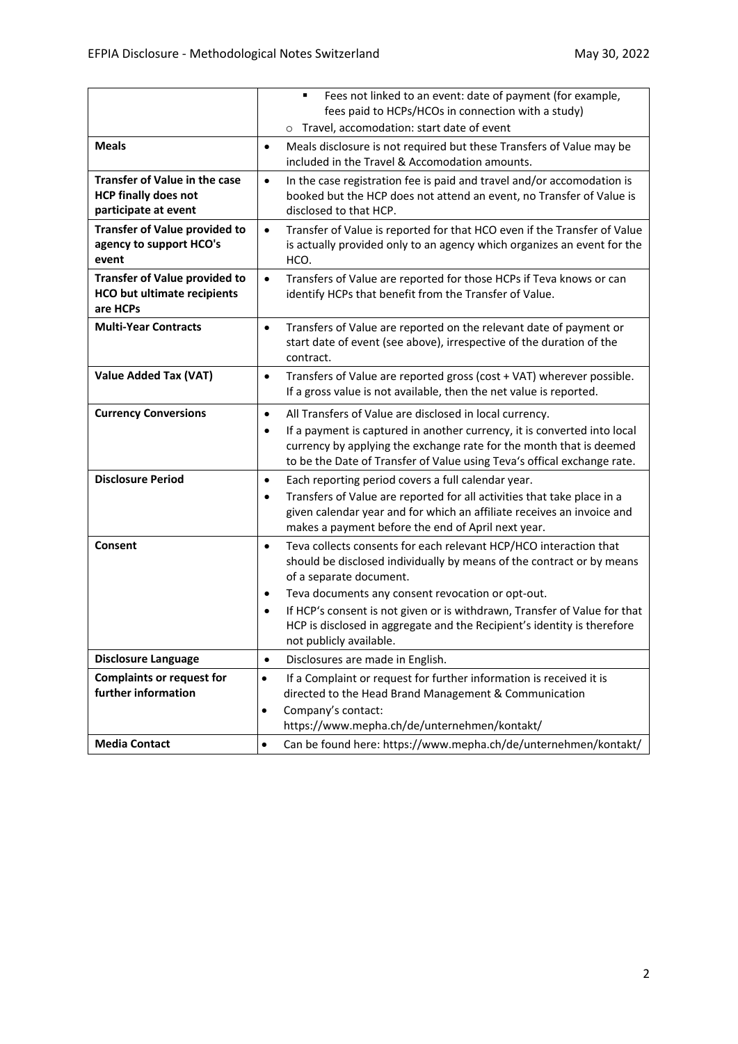| | |
|---|---|
| | ▪ Fees not linked to an event: date of payment (for example, fees paid to HCPs/HCOs in connection with a study)<br>o Travel, accomodation: start date of event |
| **Meals** | • Meals disclosure is not required but these Transfers of Value may be included in the Travel & Accomodation amounts. |
| **Transfer of Value in the case HCP finally does not participate at event** | • In the case registration fee is paid and travel and/or accomodation is booked but the HCP does not attend an event, no Transfer of Value is disclosed to that HCP. |
| **Transfer of Value provided to agency to support HCO's event** | • Transfer of Value is reported for that HCO even if the Transfer of Value is actually provided only to an agency which organizes an event for the HCO. |
| **Transfer of Value provided to HCO but ultimate recipients are HCPs** | • Transfers of Value are reported for those HCPs if Teva knows or can identify HCPs that benefit from the Transfer of Value. |
| **Multi-Year Contracts** | • Transfers of Value are reported on the relevant date of payment or start date of event (see above), irrespective of the duration of the contract. |
| **Value Added Tax (VAT)** | • Transfers of Value are reported gross (cost + VAT) wherever possible. If a gross value is not available, then the net value is reported. |
| **Currency Conversions** | • All Transfers of Value are disclosed in local currency.<br>• If a payment is captured in another currency, it is converted into local currency by applying the exchange rate for the month that is deemed to be the Date of Transfer of Value using Teva's offical exchange rate. |
| **Disclosure Period** | • Each reporting period covers a full calendar year.<br>• Transfers of Value are reported for all activities that take place in a given calendar year and for which an affiliate receives an invoice and makes a payment before the end of April next year. |
| **Consent** | • Teva collects consents for each relevant HCP/HCO interaction that should be disclosed individually by means of the contract or by means of a separate document.<br>• Teva documents any consent revocation or opt-out.<br>• If HCP's consent is not given or is withdrawn, Transfer of Value for that HCP is disclosed in aggregate and the Recipient's identity is therefore not publicly available. |
| **Disclosure Language** | • Disclosures are made in English. |
| **Complaints or request for further information** | • If a Complaint or request for further information is received it is directed to the Head Brand Management & Communication<br>• Company's contact: https://www.mepha.ch/de/unternehmen/kontakt/ |
| **Media Contact** | • Can be found here: https://www.mepha.ch/de/unternehmen/kontakt/ |